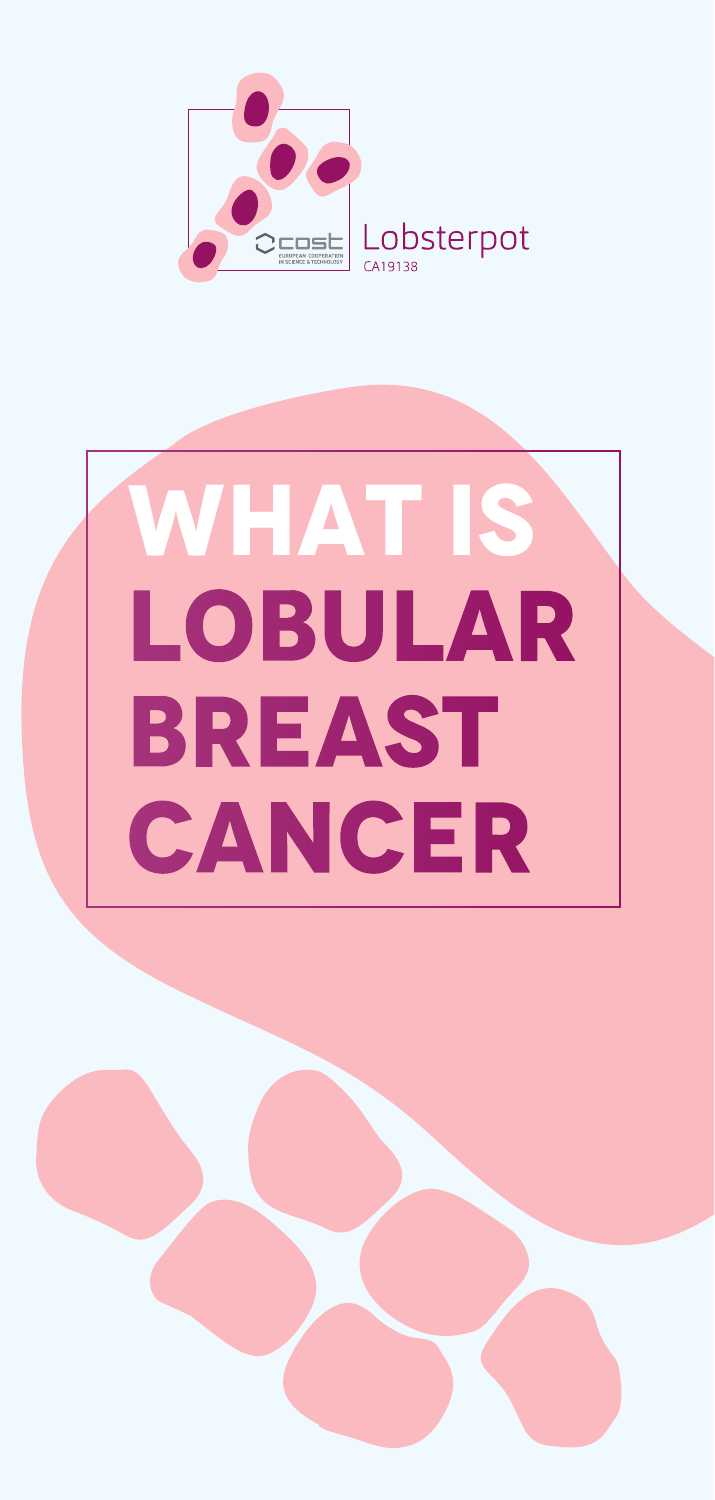Lobsterpot

CA19138

# WHAT IS LOBULAR BREAST CANCER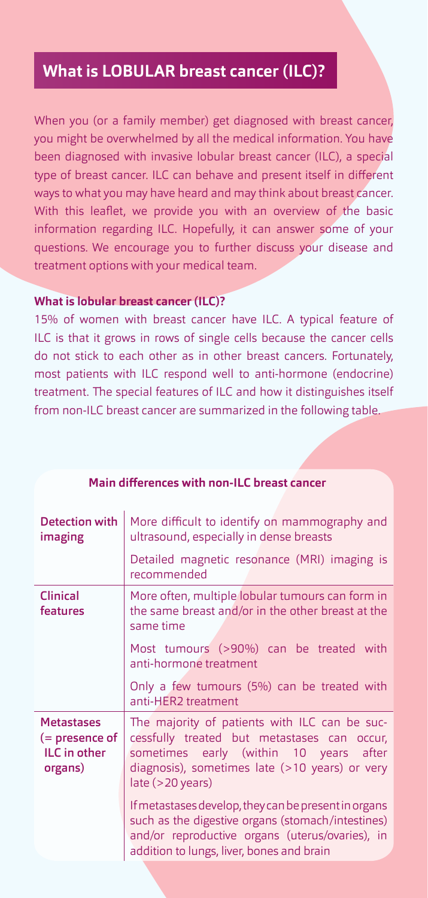## What is LOBULAR breast cancer (ILC)?

When you (or a family member) get diagnosed with breast cancer, you might be overwhelmed by all the medical information. You have been diagnosed with invasive lobular breast cancer (ILC), a special type of breast cancer. ILC can behave and present itself in different ways to what you may have heard and may think about breast cancer. With this leaflet, we provide you with an overview of the basic information regarding ILC. Hopefully, it can answer some of your questions. We encourage you to further discuss your disease and treatment options with your medical team.

### What is lobular breast cancer (ILC)?

15% of women with breast cancer have ILC. A typical feature of ILC is that it grows in rows of single cells because the cancer cells do not stick to each other as in other breast cancers. Fortunately, most patients with ILC respond well to anti-hormone (endocrine) treatment. The special features of ILC and how it distinguishes itself from non-ILC breast cancer are summarized in the following table.

**Main differences with non-ILC breast cancer**

| | |
|---|---|
| **Detection with imaging** | More difficult to identify on mammography and ultrasound, especially in dense breasts |
| | Detailed magnetic resonance (MRI) imaging is recommended |
| **Clinical features** | More often, multiple lobular tumours can form in the same breast and/or in the other breast at the same time |
| | Most tumours (>90%) can be treated with anti-hormone treatment |
| | Only a few tumours (5%) can be treated with anti-HER2 treatment |
| **Metastases (= presence of ILC in other organs)** | The majority of patients with ILC can be successfully treated but metastases can occur, sometimes early (within 10 years after diagnosis), sometimes late (>10 years) or very late (>20 years) |
| | If metastases develop, they can be present in organs such as the digestive organs (stomach/intestines) and/or reproductive organs (uterus/ovaries), in addition to lungs, liver, bones and brain |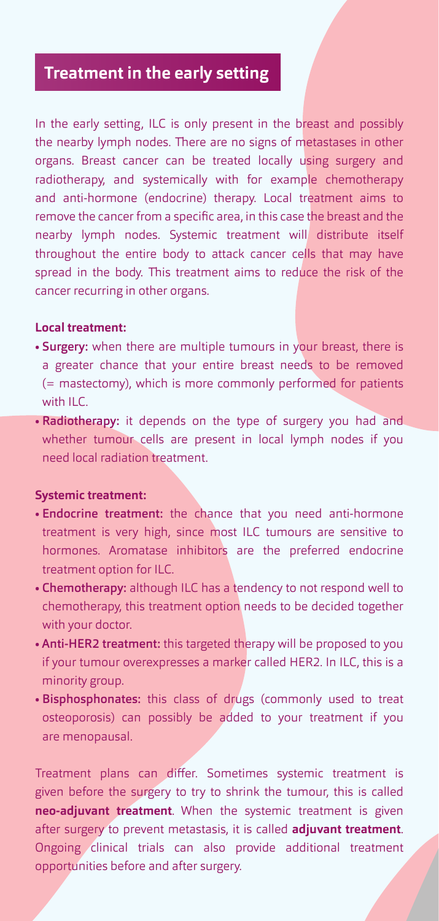## Treatment in the early setting

In the early setting, ILC is only present in the breast and possibly the nearby lymph nodes. There are no signs of metastases in other organs. Breast cancer can be treated locally using surgery and radiotherapy, and systemically with for example chemotherapy and anti-hormone (endocrine) therapy. Local treatment aims to remove the cancer from a specific area, in this case the breast and the nearby lymph nodes. Systemic treatment will distribute itself throughout the entire body to attack cancer cells that may have spread in the body. This treatment aims to reduce the risk of the cancer recurring in other organs.

**Local treatment:**

- **Surgery:** when there are multiple tumours in your breast, there is a greater chance that your entire breast needs to be removed (= mastectomy), which is more commonly performed for patients with ILC.
- **Radiotherapy:** it depends on the type of surgery you had and whether tumour cells are present in local lymph nodes if you need local radiation treatment.

**Systemic treatment:**

- **Endocrine treatment:** the chance that you need anti-hormone treatment is very high, since most ILC tumours are sensitive to hormones. Aromatase inhibitors are the preferred endocrine treatment option for ILC.
- **Chemotherapy:** although ILC has a tendency to not respond well to chemotherapy, this treatment option needs to be decided together with your doctor.
- **Anti-HER2 treatment:** this targeted therapy will be proposed to you if your tumour overexpresses a marker called HER2. In ILC, this is a minority group.
- **Bisphosphonates:** this class of drugs (commonly used to treat osteoporosis) can possibly be added to your treatment if you are menopausal.

Treatment plans can differ. Sometimes systemic treatment is given before the surgery to try to shrink the tumour, this is called **neo-adjuvant treatment**. When the systemic treatment is given after surgery to prevent metastasis, it is called **adjuvant treatment**. Ongoing clinical trials can also provide additional treatment opportunities before and after surgery.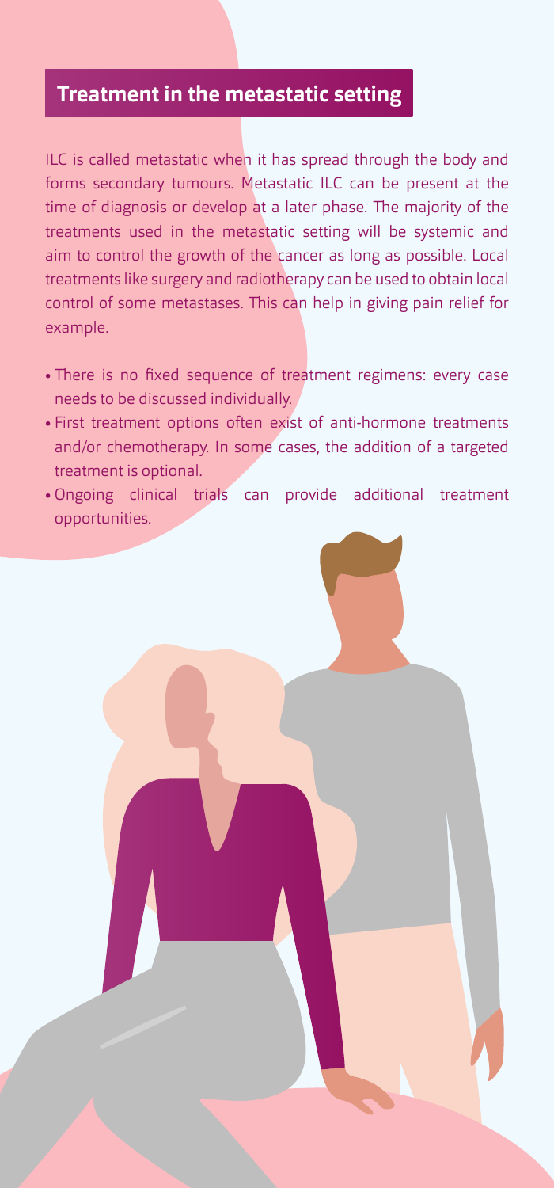## Treatment in the metastatic setting

ILC is called metastatic when it has spread through the body and forms secondary tumours. Metastatic ILC can be present at the time of diagnosis or develop at a later phase. The majority of the treatments used in the metastatic setting will be systemic and aim to control the growth of the cancer as long as possible. Local treatments like surgery and radiotherapy can be used to obtain local control of some metastases. This can help in giving pain relief for example.

- There is no fixed sequence of treatment regimens: every case needs to be discussed individually.
- First treatment options often exist of anti-hormone treatments and/or chemotherapy. In some cases, the addition of a targeted treatment is optional.
- Ongoing clinical trials can provide additional treatment opportunities.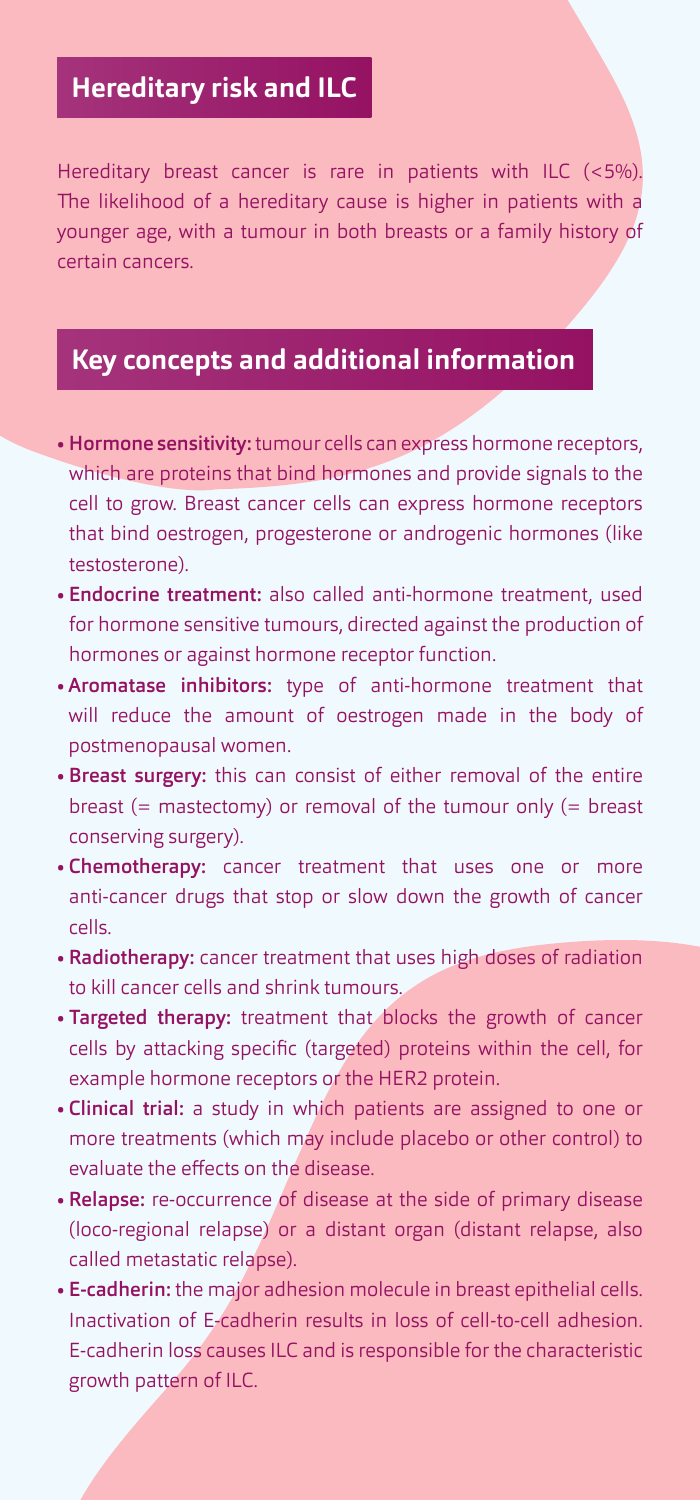## Hereditary risk and ILC

Hereditary breast cancer is rare in patients with ILC (<5%). The likelihood of a hereditary cause is higher in patients with a younger age, with a tumour in both breasts or a family history of certain cancers.

## Key concepts and additional information

- **Hormone sensitivity:** tumour cells can express hormone receptors, which are proteins that bind hormones and provide signals to the cell to grow. Breast cancer cells can express hormone receptors that bind oestrogen, progesterone or androgenic hormones (like testosterone).
- **Endocrine treatment:** also called anti-hormone treatment, used for hormone sensitive tumours, directed against the production of hormones or against hormone receptor function.
- **Aromatase inhibitors:** type of anti-hormone treatment that will reduce the amount of oestrogen made in the body of postmenopausal women.
- **Breast surgery:** this can consist of either removal of the entire breast (= mastectomy) or removal of the tumour only (= breast conserving surgery).
- **Chemotherapy:** cancer treatment that uses one or more anti-cancer drugs that stop or slow down the growth of cancer cells.
- **Radiotherapy:** cancer treatment that uses high doses of radiation to kill cancer cells and shrink tumours.
- **Targeted therapy:** treatment that blocks the growth of cancer cells by attacking specific (targeted) proteins within the cell, for example hormone receptors or the HER2 protein.
- **Clinical trial:** a study in which patients are assigned to one or more treatments (which may include placebo or other control) to evaluate the effects on the disease.
- **Relapse:** re-occurrence of disease at the side of primary disease (loco-regional relapse) or a distant organ (distant relapse, also called metastatic relapse).
- **E-cadherin:** the major adhesion molecule in breast epithelial cells. Inactivation of E-cadherin results in loss of cell-to-cell adhesion. E-cadherin loss causes ILC and is responsible for the characteristic growth pattern of ILC.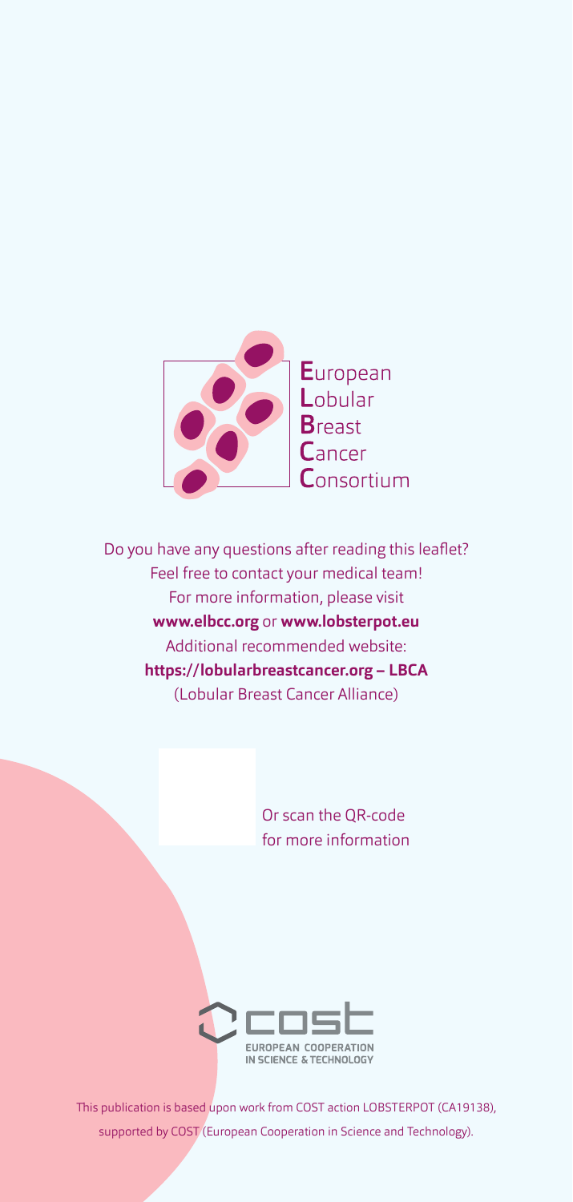**E**uropean
**L**obular
**B**reast
**C**ancer
**C**onsortium

Do you have any questions after reading this leaflet?
Feel free to contact your medical team!
For more information, please visit
**www.elbcc.org** or **www.lobsterpot.eu**
Additional recommended website:
**https://lobularbreastcancer.org – LBCA**
(Lobular Breast Cancer Alliance)

Or scan the QR-code
for more information

cost
EUROPEAN COOPERATION
IN SCIENCE & TECHNOLOGY

This publication is based upon work from COST action LOBSTERPOT (CA19138), supported by COST (European Cooperation in Science and Technology).